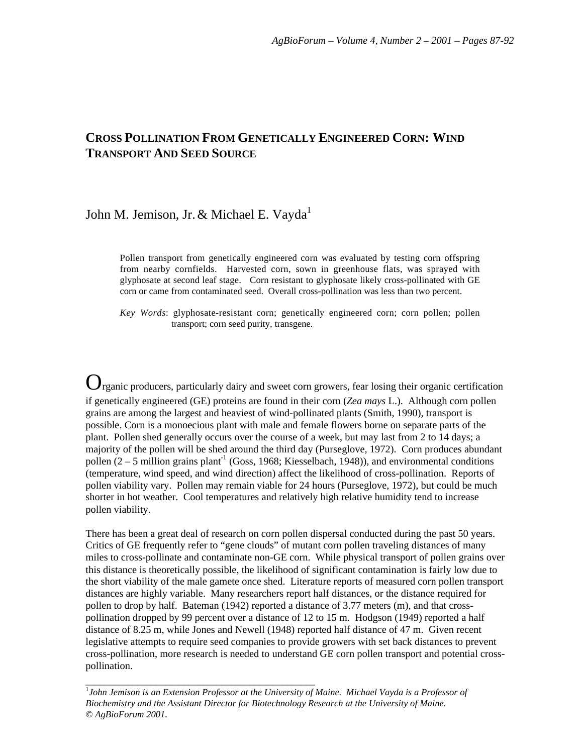# Cross Pollination From Genetically Engineered Corn: Wind Transport And Seed Source

John M. Jemison, Jr. & Michael E. Vayda[1]

Pollen transport from genetically engineered corn was evaluated by testing corn offspring from nearby cornfields. Harvested corn, sown in greenhouse flats, was sprayed with glyphosate at second leaf stage. Corn resistant to glyphosate likely cross-pollinated with GE corn or came from contaminated seed. Overall cross-pollination was less than two percent.

*Key Words*: glyphosate-resistant corn; genetically engineered corn; corn pollen; pollen transport; corn seed purity, transgene.

Organic producers, particularly dairy and sweet corn growers, fear losing their organic certification if genetically engineered (GE) proteins are found in their corn (*Zea mays* L.). Although corn pollen grains are among the largest and heaviest of wind-pollinated plants (Smith, 1990), transport is possible. Corn is a monoecious plant with male and female flowers borne on separate parts of the plant. Pollen shed generally occurs over the course of a week, but may last from 2 to 14 days; a majority of the pollen will be shed around the third day (Purseglove, 1972). Corn produces abundant pollen (2 – 5 million grains plant$^{-1}$ (Goss, 1968; Kiesselbach, 1948)), and environmental conditions (temperature, wind speed, and wind direction) affect the likelihood of cross-pollination. Reports of pollen viability vary. Pollen may remain viable for 24 hours (Purseglove, 1972), but could be much shorter in hot weather. Cool temperatures and relatively high relative humidity tend to increase pollen viability.

There has been a great deal of research on corn pollen dispersal conducted during the past 50 years. Critics of GE frequently refer to "gene clouds" of mutant corn pollen traveling distances of many miles to cross-pollinate and contaminate non-GE corn. While physical transport of pollen grains over this distance is theoretically possible, the likelihood of significant contamination is fairly low due to the short viability of the male gamete once shed. Literature reports of measured corn pollen transport distances are highly variable. Many researchers report half distances, or the distance required for pollen to drop by half. Bateman (1942) reported a distance of 3.77 meters (m), and that cross-pollination dropped by 99 percent over a distance of 12 to 15 m. Hodgson (1949) reported a half distance of 8.25 m, while Jones and Newell (1948) reported half distance of 47 m. Given recent legislative attempts to require seed companies to provide growers with set back distances to prevent cross-pollination, more research is needed to understand GE corn pollen transport and potential cross-pollination.

---

[1] *John Jemison is an Extension Professor at the University of Maine. Michael Vayda is a Professor of Biochemistry and the Assistant Director for Biotechnology Research at the University of Maine.*
*© AgBioForum 2001.*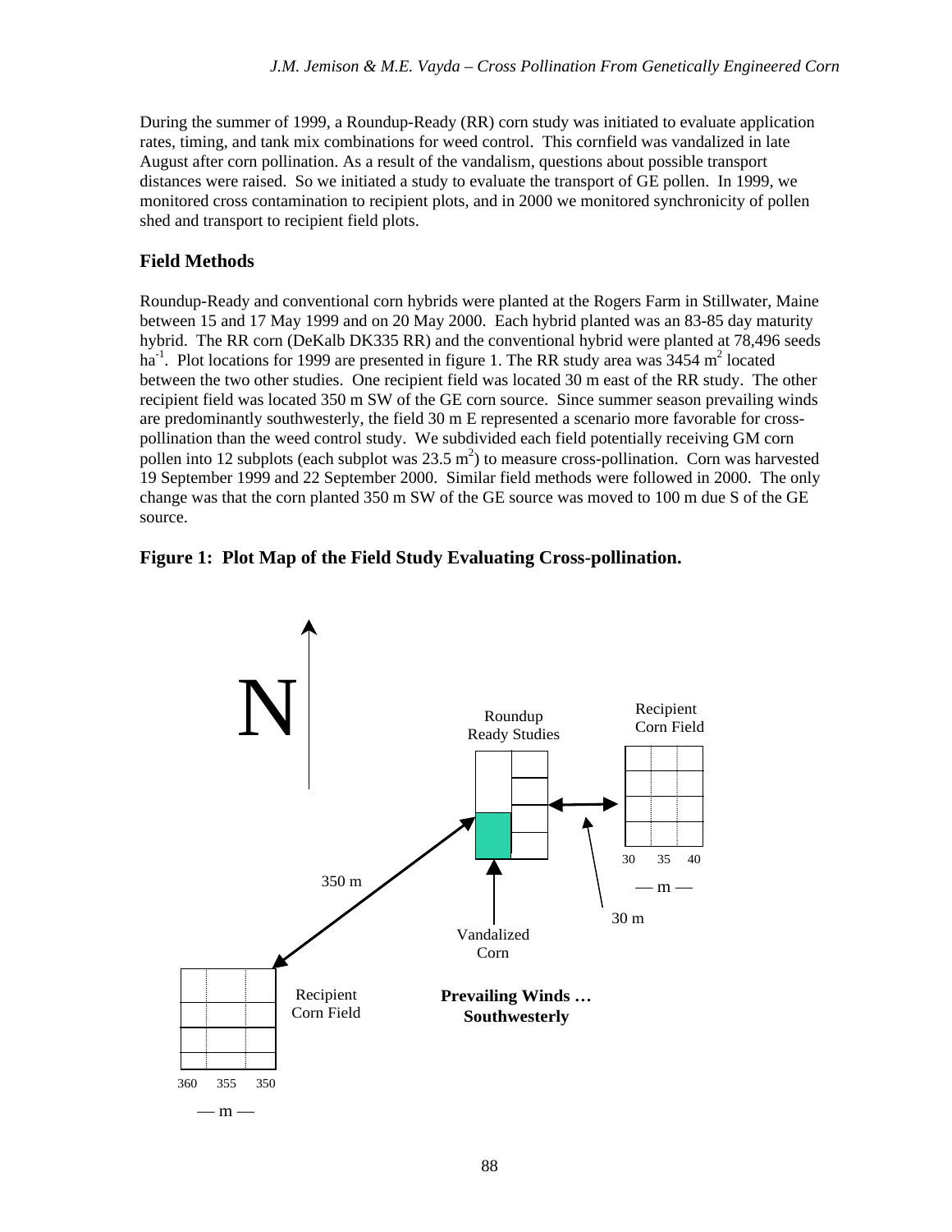During the summer of 1999, a Roundup-Ready (RR) corn study was initiated to evaluate application rates, timing, and tank mix combinations for weed control. This cornfield was vandalized in late August after corn pollination. As a result of the vandalism, questions about possible transport distances were raised. So we initiated a study to evaluate the transport of GE pollen. In 1999, we monitored cross contamination to recipient plots, and in 2000 we monitored synchronicity of pollen shed and transport to recipient field plots.

## Field Methods

Roundup-Ready and conventional corn hybrids were planted at the Rogers Farm in Stillwater, Maine between 15 and 17 May 1999 and on 20 May 2000. Each hybrid planted was an 83-85 day maturity hybrid. The RR corn (DeKalb DK335 RR) and the conventional hybrid were planted at 78,496 seeds $ha^{-1}$. Plot locations for 1999 are presented in figure 1. The RR study area was 3454 $m^2$ located between the two other studies. One recipient field was located 30 m east of the RR study. The other recipient field was located 350 m SW of the GE corn source. Since summer season prevailing winds are predominantly southwesterly, the field 30 m E represented a scenario more favorable for cross-pollination than the weed control study. We subdivided each field potentially receiving GM corn pollen into 12 subplots (each subplot was 23.5 $m^2$) to measure cross-pollination. Corn was harvested 19 September 1999 and 22 September 2000. Similar field methods were followed in 2000. The only change was that the corn planted 350 m SW of the GE source was moved to 100 m due S of the GE source.

### Figure 1: Plot Map of the Field Study Evaluating Cross-pollination.

N

Roundup Ready Studies

Recipient Corn Field

30 35 40

— m —

350 m

30 m

Vandalized Corn

Recipient Corn Field

**Prevailing Winds … Southwesterly**

360 355 350

— m —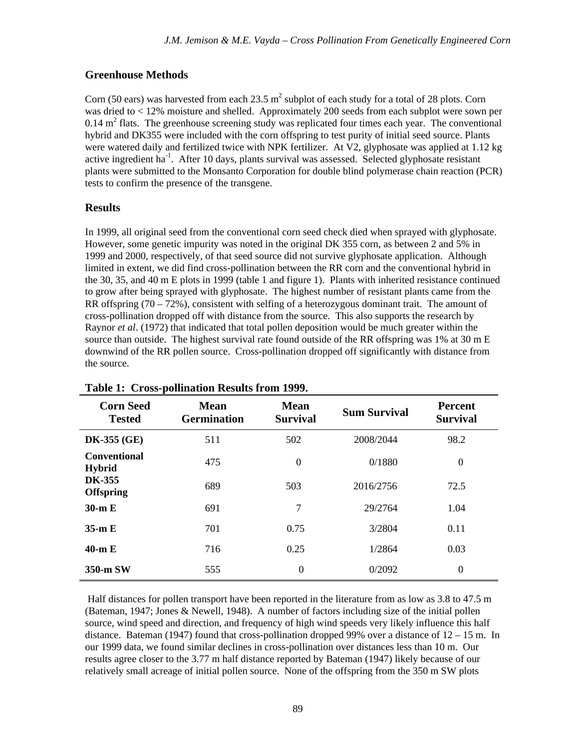## Greenhouse Methods

Corn (50 ears) was harvested from each 23.5 $m^2$ subplot of each study for a total of 28 plots. Corn was dried to < 12% moisture and shelled. Approximately 200 seeds from each subplot were sown per 0.14 $m^2$ flats. The greenhouse screening study was replicated four times each year. The conventional hybrid and DK355 were included with the corn offspring to test purity of initial seed source. Plants were watered daily and fertilized twice with NPK fertilizer. At V2, glyphosate was applied at 1.12 kg active ingredient $ha^{-1}$. After 10 days, plants survival was assessed. Selected glyphosate resistant plants were submitted to the Monsanto Corporation for double blind polymerase chain reaction (PCR) tests to confirm the presence of the transgene.

## Results

In 1999, all original seed from the conventional corn seed check died when sprayed with glyphosate. However, some genetic impurity was noted in the original DK 355 corn, as between 2 and 5% in 1999 and 2000, respectively, of that seed source did not survive glyphosate application. Although limited in extent, we did find cross-pollination between the RR corn and the conventional hybrid in the 30, 35, and 40 m E plots in 1999 (table 1 and figure 1). Plants with inherited resistance continued to grow after being sprayed with glyphosate. The highest number of resistant plants came from the RR offspring (70 – 72%), consistent with selfing of a heterozygous dominant trait. The amount of cross-pollination dropped off with distance from the source. This also supports the research by Raynor *et al*. (1972) that indicated that total pollen deposition would be much greater within the source than outside. The highest survival rate found outside of the RR offspring was 1% at 30 m E downwind of the RR pollen source. Cross-pollination dropped off significantly with distance from the source.

**Table 1: Cross-pollination Results from 1999.**

| Corn Seed Tested | Mean Germination | Mean Survival | Sum Survival | Percent Survival |
|---|---|---|---|---|
| **DK-355 (GE)** | 511 | 502 | 2008/2044 | 98.2 |
| **Conventional Hybrid** | 475 | 0 | 0/1880 | 0 |
| **DK-355 Offspring** | 689 | 503 | 2016/2756 | 72.5 |
| **30-m E** | 691 | 7 | 29/2764 | 1.04 |
| **35-m E** | 701 | 0.75 | 3/2804 | 0.11 |
| **40-m E** | 716 | 0.25 | 1/2864 | 0.03 |
| **350-m SW** | 555 | 0 | 0/2092 | 0 |

Half distances for pollen transport have been reported in the literature from as low as 3.8 to 47.5 m (Bateman, 1947; Jones & Newell, 1948). A number of factors including size of the initial pollen source, wind speed and direction, and frequency of high wind speeds very likely influence this half distance. Bateman (1947) found that cross-pollination dropped 99% over a distance of 12 – 15 m. In our 1999 data, we found similar declines in cross-pollination over distances less than 10 m. Our results agree closer to the 3.77 m half distance reported by Bateman (1947) likely because of our relatively small acreage of initial pollen source. None of the offspring from the 350 m SW plots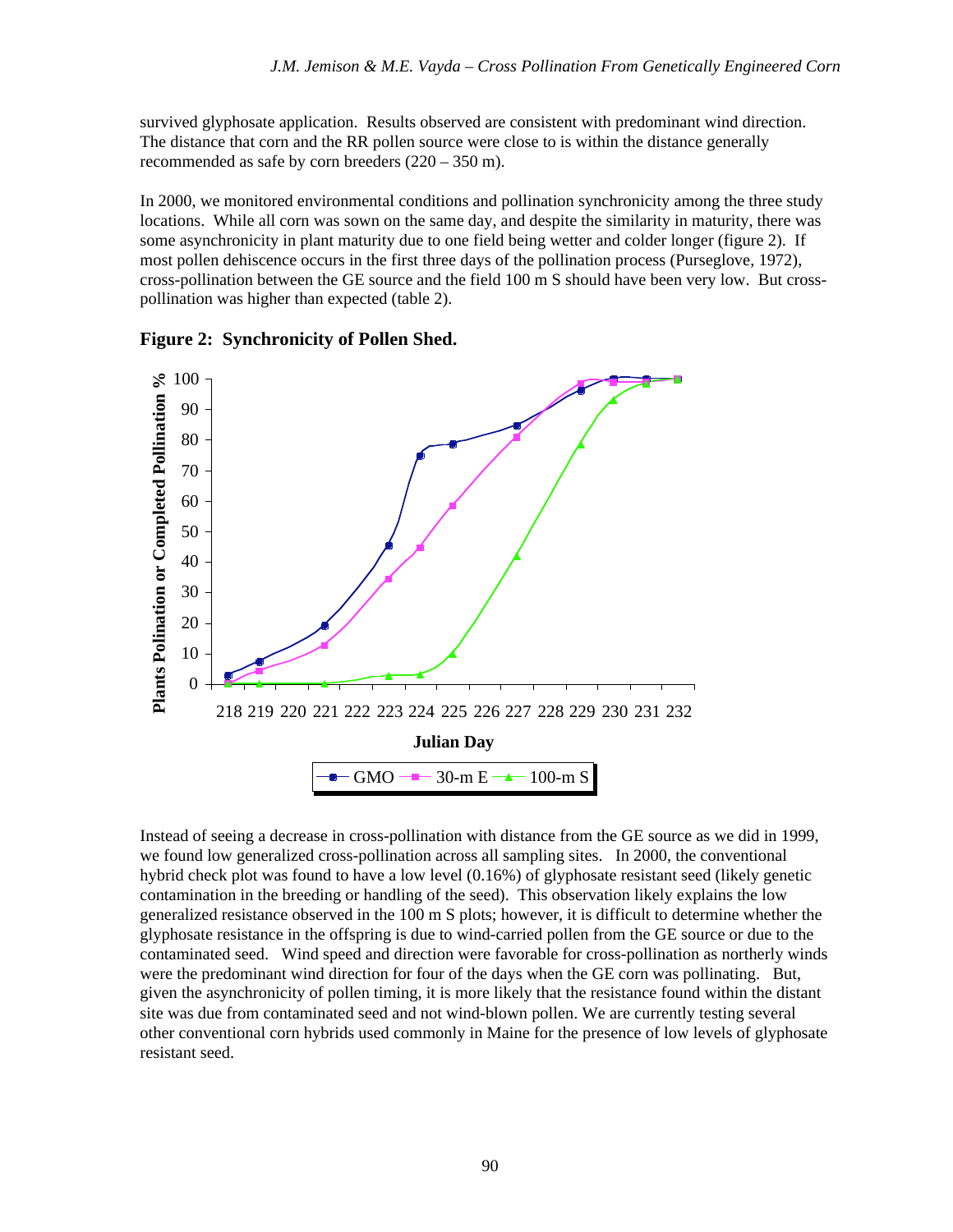survived glyphosate application. Results observed are consistent with predominant wind direction. The distance that corn and the RR pollen source were close to is within the distance generally recommended as safe by corn breeders (220 – 350 m).

In 2000, we monitored environmental conditions and pollination synchronicity among the three study locations. While all corn was sown on the same day, and despite the similarity in maturity, there was some asynchronicity in plant maturity due to one field being wetter and colder longer (figure 2). If most pollen dehiscence occurs in the first three days of the pollination process (Purseglove, 1972), cross-pollination between the GE source and the field 100 m S should have been very low. But cross-pollination was higher than expected (table 2).

**Figure 2: Synchronicity of Pollen Shed.**

Instead of seeing a decrease in cross-pollination with distance from the GE source as we did in 1999, we found low generalized cross-pollination across all sampling sites. In 2000, the conventional hybrid check plot was found to have a low level (0.16%) of glyphosate resistant seed (likely genetic contamination in the breeding or handling of the seed). This observation likely explains the low generalized resistance observed in the 100 m S plots; however, it is difficult to determine whether the glyphosate resistance in the offspring is due to wind-carried pollen from the GE source or due to the contaminated seed. Wind speed and direction were favorable for cross-pollination as northerly winds were the predominant wind direction for four of the days when the GE corn was pollinating. But, given the asynchronicity of pollen timing, it is more likely that the resistance found within the distant site was due from contaminated seed and not wind-blown pollen. We are currently testing several other conventional corn hybrids used commonly in Maine for the presence of low levels of glyphosate resistant seed.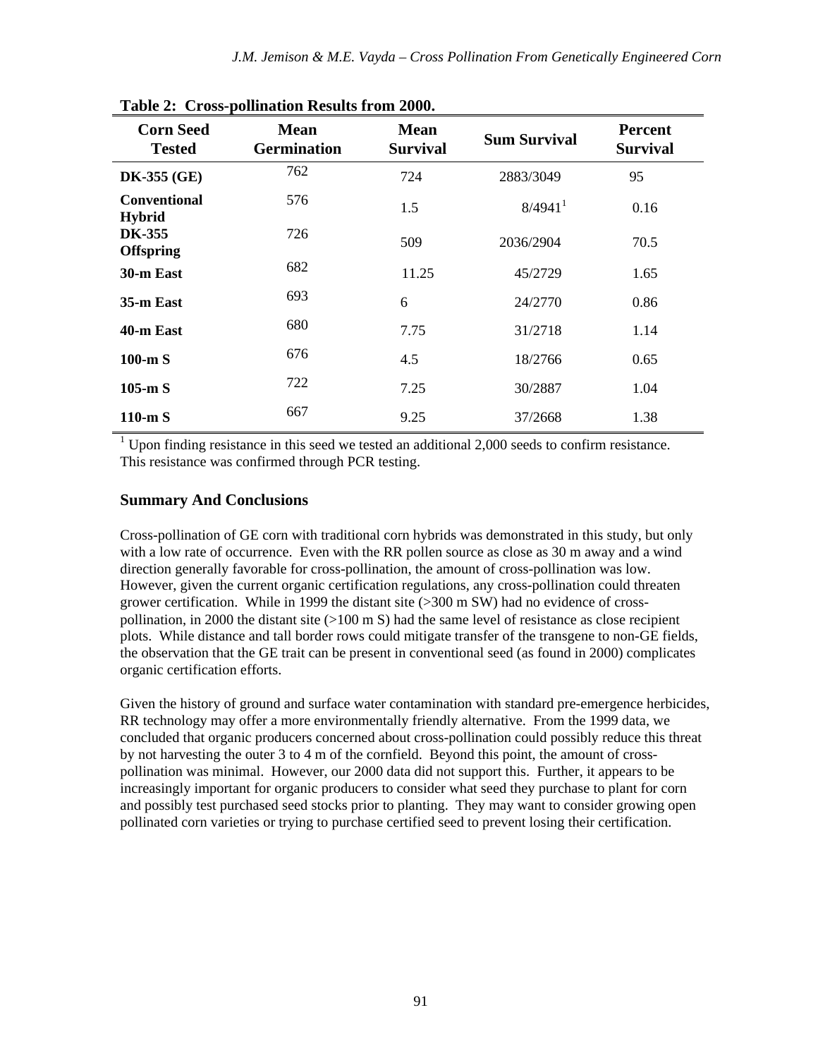**Table 2: Cross-pollination Results from 2000.**

| Corn Seed Tested | Mean Germination | Mean Survival | Sum Survival | Percent Survival |
|---|---|---|---|---|
| **DK-355 (GE)** | 762 | 724 | 2883/3049 | 95 |
| **Conventional Hybrid** | 576 | 1.5 | 8/4941[1] | 0.16 |
| **DK-355 Offspring** | 726 | 509 | 2036/2904 | 70.5 |
| **30-m East** | 682 | 11.25 | 45/2729 | 1.65 |
| **35-m East** | 693 | 6 | 24/2770 | 0.86 |
| **40-m East** | 680 | 7.75 | 31/2718 | 1.14 |
| **100-m S** | 676 | 4.5 | 18/2766 | 0.65 |
| **105-m S** | 722 | 7.25 | 30/2887 | 1.04 |
| **110-m S** | 667 | 9.25 | 37/2668 | 1.38 |

[1] Upon finding resistance in this seed we tested an additional 2,000 seeds to confirm resistance. This resistance was confirmed through PCR testing.

## Summary And Conclusions

Cross-pollination of GE corn with traditional corn hybrids was demonstrated in this study, but only with a low rate of occurrence. Even with the RR pollen source as close as 30 m away and a wind direction generally favorable for cross-pollination, the amount of cross-pollination was low. However, given the current organic certification regulations, any cross-pollination could threaten grower certification. While in 1999 the distant site (>300 m SW) had no evidence of cross-pollination, in 2000 the distant site (>100 m S) had the same level of resistance as close recipient plots. While distance and tall border rows could mitigate transfer of the transgene to non-GE fields, the observation that the GE trait can be present in conventional seed (as found in 2000) complicates organic certification efforts.

Given the history of ground and surface water contamination with standard pre-emergence herbicides, RR technology may offer a more environmentally friendly alternative. From the 1999 data, we concluded that organic producers concerned about cross-pollination could possibly reduce this threat by not harvesting the outer 3 to 4 m of the cornfield. Beyond this point, the amount of cross-pollination was minimal. However, our 2000 data did not support this. Further, it appears to be increasingly important for organic producers to consider what seed they purchase to plant for corn and possibly test purchased seed stocks prior to planting. They may want to consider growing open pollinated corn varieties or trying to purchase certified seed to prevent losing their certification.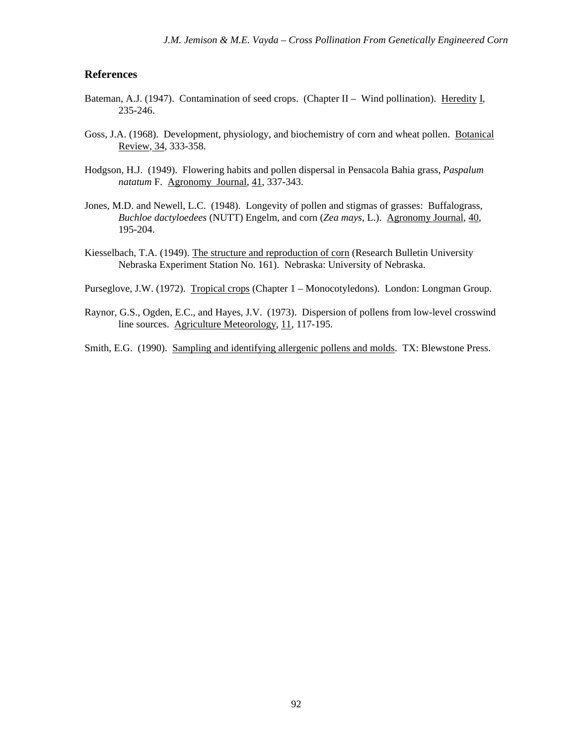## References

Bateman, A.J. (1947). Contamination of seed crops. (Chapter II – Wind pollination). Heredity I, 235-246.

Goss, J.A. (1968). Development, physiology, and biochemistry of corn and wheat pollen. Botanical Review, 34, 333-358.

Hodgson, H.J. (1949). Flowering habits and pollen dispersal in Pensacola Bahia grass, *Paspalum natatum* F. Agronomy Journal, 41, 337-343.

Jones, M.D. and Newell, L.C. (1948). Longevity of pollen and stigmas of grasses: Buffalograss, *Buchloe dactyloedees* (NUTT) Engelm, and corn (*Zea mays*, L.). Agronomy Journal, 40, 195-204.

Kiesselbach, T.A. (1949). The structure and reproduction of corn (Research Bulletin University Nebraska Experiment Station No. 161). Nebraska: University of Nebraska.

Purseglove, J.W. (1972). Tropical crops (Chapter 1 – Monocotyledons). London: Longman Group.

Raynor, G.S., Ogden, E.C., and Hayes, J.V. (1973). Dispersion of pollens from low-level crosswind line sources. Agriculture Meteorology, 11, 117-195.

Smith, E.G. (1990). Sampling and identifying allergenic pollens and molds. TX: Blewstone Press.